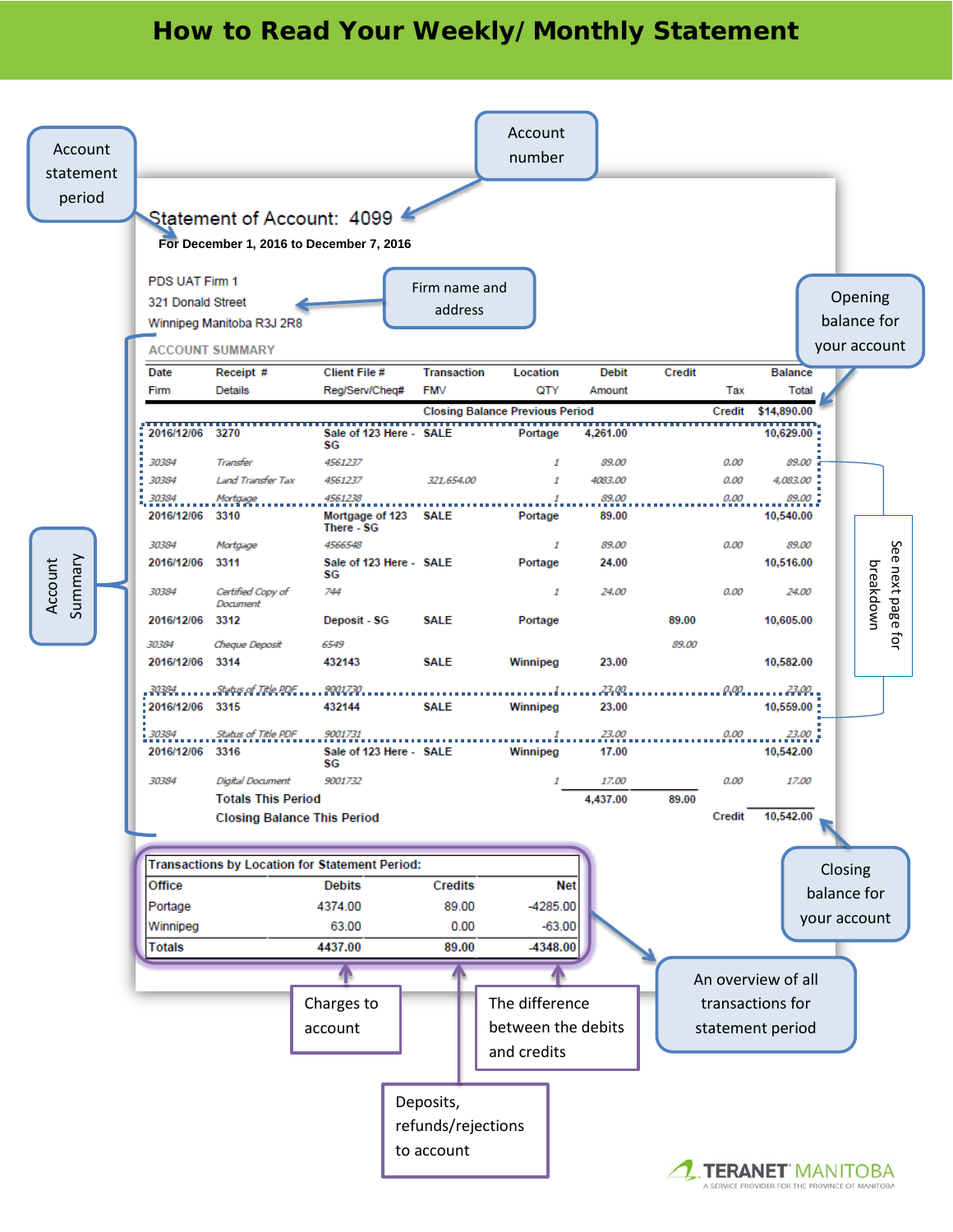# How to Read Your Weekly/ Monthly Statement

Account statement period

Account number

## Statement of Account: 4099

**For December 1, 2016 to December 7, 2016**

PDS UAT Firm 1
321 Donald Street
Winnipeg Manitoba R3J 2R8

Firm name and address

Opening balance for your account

Account Summary

### ACCOUNT SUMMARY

| Date / Firm | Receipt # / Details | Client File # / Reg/Serv/Cheq# | Transaction / FMV | Location / QTY | Debit / Amount | Credit | Tax | Balance / Total |
|---|---|---|---|---|---|---|---|---|
| | | | Closing Balance Previous Period | | | | Credit | $14,890.00 |
| **2016/12/06** | **3270** | **Sale of 123 Here - SG** | **SALE** | **Portage** | **4,261.00** | | | **10,629.00** |
| *30384* | *Transfer* | *4561237* | | *1* | *89.00* | | *0.00* | *89.00* |
| *30384* | *Land Transfer Tax* | *4561237* | *321,654.00* | *1* | *4083.00* | | *0.00* | *4,083.00* |
| *30384* | *Mortgage* | *4561238* | | *1* | *89.00* | | *0.00* | *89.00* |
| **2016/12/06** | **3310** | **Mortgage of 123 There - SG** | **SALE** | **Portage** | **89.00** | | | **10,540.00** |
| *30384* | *Mortgage* | *4566548* | | *1* | *89.00* | | *0.00* | *89.00* |
| **2016/12/06** | **3311** | **Sale of 123 Here - SG** | **SALE** | **Portage** | **24.00** | | | **10,516.00** |
| *30384* | *Certified Copy of Document* | *744* | | *1* | *24.00* | | *0.00* | *24.00* |
| **2016/12/06** | **3312** | **Deposit - SG** | **SALE** | **Portage** | | **89.00** | | **10,605.00** |
| *30384* | *Cheque Deposit* | *6549* | | | | *89.00* | | |
| **2016/12/06** | **3314** | **432143** | **SALE** | **Winnipeg** | **23.00** | | | **10,582.00** |
| *30384* | *Status of Title PDF* | *9001730* | | *1* | *23.00* | | *0.00* | *23.00* |
| **2016/12/06** | **3315** | **432144** | **SALE** | **Winnipeg** | **23.00** | | | **10,559.00** |
| *30384* | *Status of Title PDF* | *9001731* | | *1* | *23.00* | | *0.00* | *23.00* |
| **2016/12/06** | **3316** | **Sale of 123 Here - SG** | **SALE** | **Winnipeg** | **17.00** | | | **10,542.00** |
| *30384* | *Digital Document* | *9001732* | | *1* | *17.00* | | *0.00* | *17.00* |
| | **Totals This Period** | | | | **4,437.00** | **89.00** | | |
| | **Closing Balance This Period** | | | | | | **Credit** | **10,542.00** |

See next page for breakdown

Closing balance for your account

| Transactions by Location for Statement Period: | | | |
|---|---|---|---|
| **Office** | **Debits** | **Credits** | **Net** |
| Portage | 4374.00 | 89.00 | -4285.00 |
| Winnipeg | 63.00 | 0.00 | -63.00 |
| **Totals** | **4437.00** | **89.00** | **-4348.00** |

Charges to account

Deposits, refunds/rejections to account

The difference between the debits and credits

An overview of all transactions for statement period

TERANET MANITOBA
A SERVICE PROVIDER FOR THE PROVINCE OF MANITOBA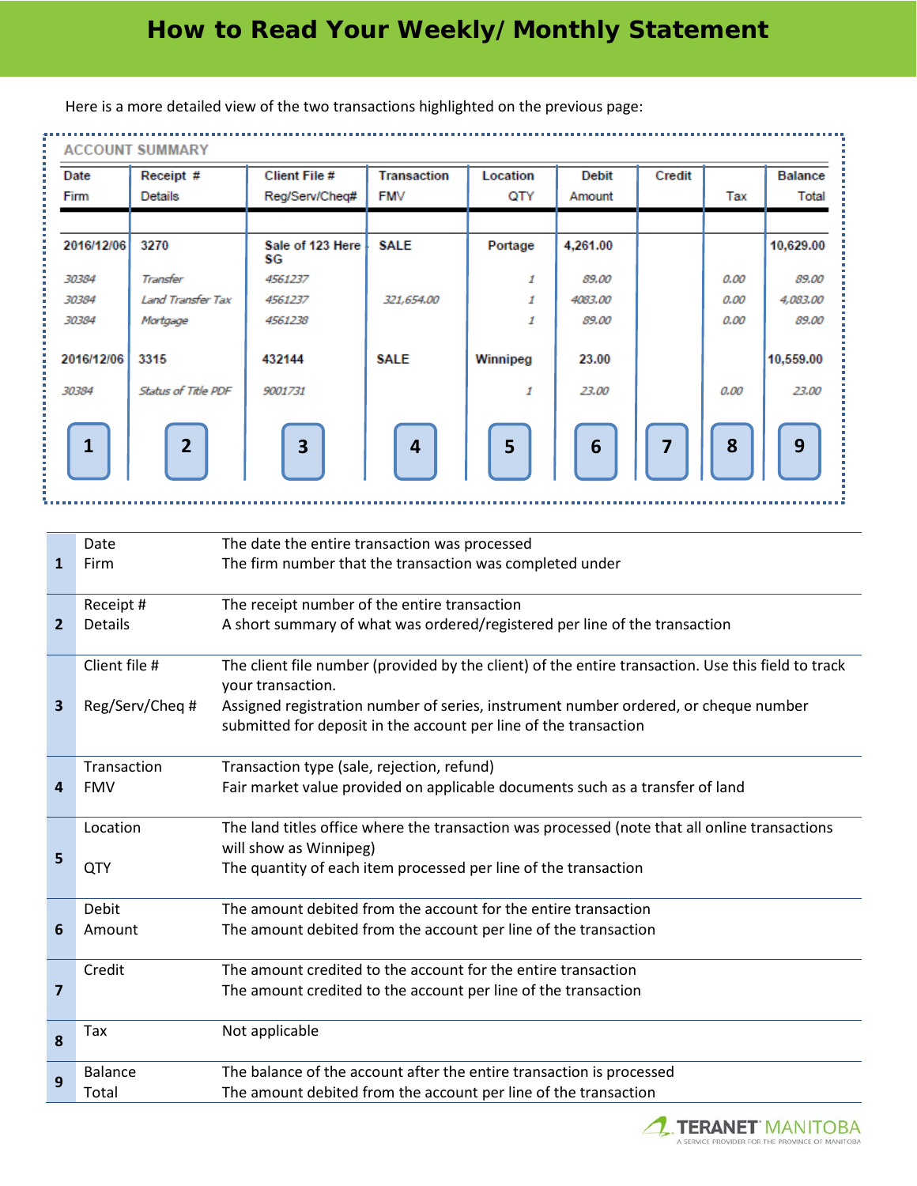# How to Read Your Weekly/ Monthly Statement

Here is a more detailed view of the two transactions highlighted on the previous page:

**ACCOUNT SUMMARY**

| Date<br>Firm | Receipt #<br>Details | Client File #<br>Reg/Serv/Cheq# | Transaction<br>FMV | Location<br>QTY | Debit<br>Amount | Credit | Tax | Balance<br>Total |
|---|---|---|---|---|---|---|---|---|
| **2016/12/06** | **3270** | **Sale of 123 Here SG** | **SALE** | **Portage** | **4,261.00** | | | **10,629.00** |
| *30384* | *Transfer* | *4561237* | | *1* | *89.00* | | *0.00* | *89.00* |
| *30384* | *Land Transfer Tax* | *4561237* | *321,654.00* | *1* | *4083.00* | | *0.00* | *4,083.00* |
| *30384* | *Mortgage* | *4561238* | | *1* | *89.00* | | *0.00* | *89.00* |
| **2016/12/06** | **3315** | **432144** | **SALE** | **Winnipeg** | **23.00** | | | **10,559.00** |
| *30384* | *Status of Title PDF* | *9001731* | | *1* | *23.00* | | *0.00* | *23.00* |
| 1 | 2 | 3 | 4 | 5 | 6 | 7 | 8 | 9 |

| # | Field | Description |
|---|---|---|
| 1 | Date<br>Firm | The date the entire transaction was processed<br>The firm number that the transaction was completed under |
| 2 | Receipt #<br>Details | The receipt number of the entire transaction<br>A short summary of what was ordered/registered per line of the transaction |
| 3 | Client file #<br>Reg/Serv/Cheq # | The client file number (provided by the client) of the entire transaction. Use this field to track your transaction.<br>Assigned registration number of series, instrument number ordered, or cheque number submitted for deposit in the account per line of the transaction |
| 4 | Transaction<br>FMV | Transaction type (sale, rejection, refund)<br>Fair market value provided on applicable documents such as a transfer of land |
| 5 | Location<br>QTY | The land titles office where the transaction was processed (note that all online transactions will show as Winnipeg)<br>The quantity of each item processed per line of the transaction |
| 6 | Debit<br>Amount | The amount debited from the account for the entire transaction<br>The amount debited from the account per line of the transaction |
| 7 | Credit | The amount credited to the account for the entire transaction<br>The amount credited to the account per line of the transaction |
| 8 | Tax | Not applicable |
| 9 | Balance<br>Total | The balance of the account after the entire transaction is processed<br>The amount debited from the account per line of the transaction |